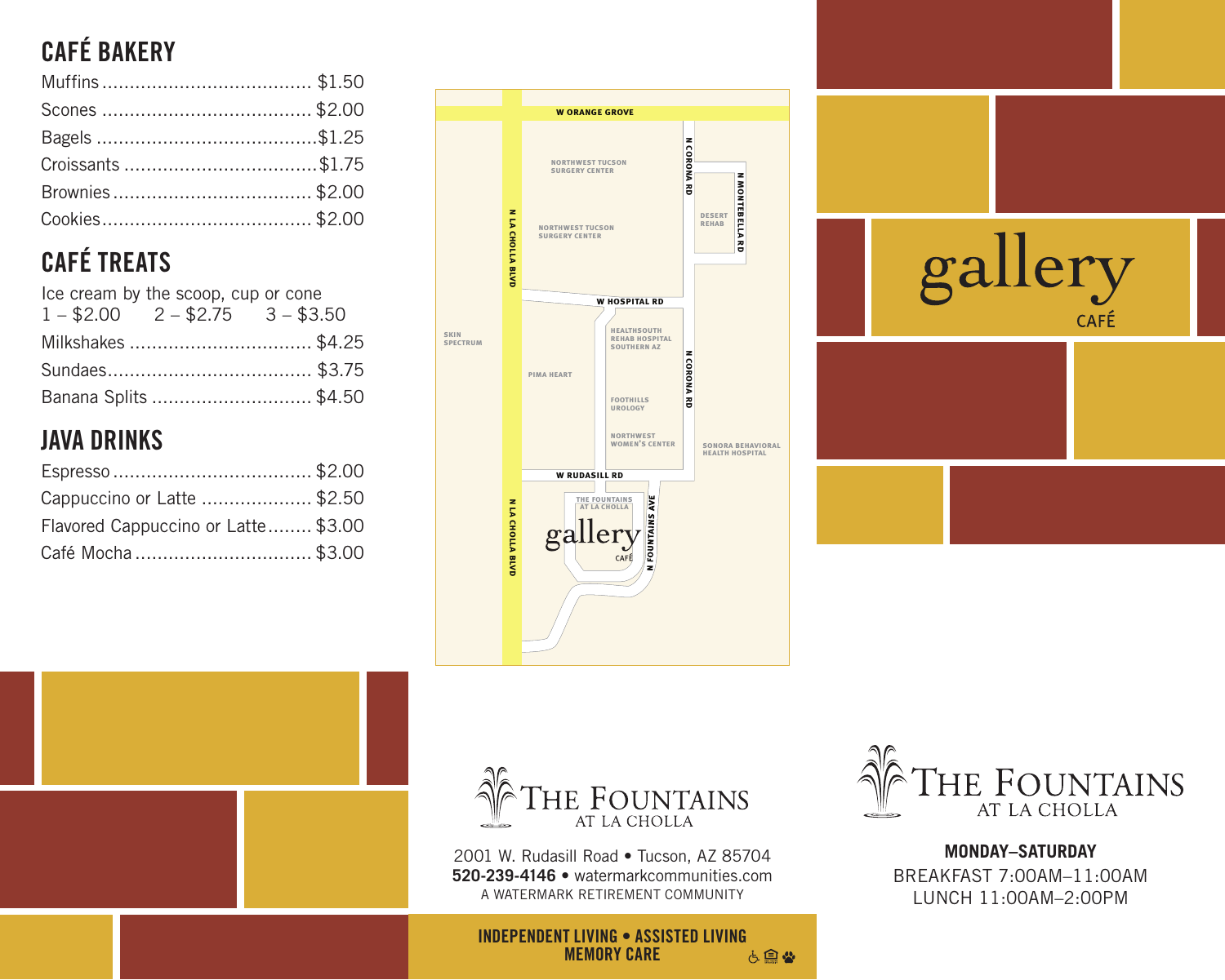## CAFÉ BAKERY

Muffins ..................................... $1.50
Scones ..................................... $2.00
Bagels .......................................$1.25
Croissants ..................................$1.75
Brownies ................................... $2.00
Cookies..................................... $2.00

## CAFÉ TREATS

Ice cream by the scoop, cup or cone
1 – $2.00   2 – $2.75   3 – $3.50

Milkshakes ................................ $4.25
Sundaes.................................... $3.75
Banana Splits ............................ $4.50

## JAVA DRINKS

Espresso ................................... $2.00
Cappuccino or Latte .................... $2.50
Flavored Cappuccino or Latte........ $3.00
Café Mocha ................................ $3.00

W ORANGE GROVE
N LA CHOLLA BLVD
NORTHWEST TUCSON SURGERY CENTER
NORTHWEST TUCSON SURGERY CENTER
N CORONA RD
N MONTEBELLA RD
DESERT REHAB
W HOSPITAL RD
SKIN SPECTRUM
HEALTHSOUTH REHAB HOSPITAL SOUTHERN AZ
PIMA HEART
FOOTHILLS UROLOGY
NORTHWEST WOMEN'S CENTER
SONORA BEHAVIORAL HEALTH HOSPITAL
W RUDASILL RD
THE FOUNTAINS AT LA CHOLLA
gallery CAFÉ
N FOUNTAINS AVE

# gallery CAFÉ

# THE FOUNTAINS AT LA CHOLLA

2001 W. Rudasill Road • Tucson, AZ 85704
**520-239-4146** • watermarkcommunities.com
A WATERMARK RETIREMENT COMMUNITY

**INDEPENDENT LIVING • ASSISTED LIVING MEMORY CARE**

# THE FOUNTAINS AT LA CHOLLA

**MONDAY–SATURDAY**
BREAKFAST 7:00AM–11:00AM
LUNCH 11:00AM–2:00PM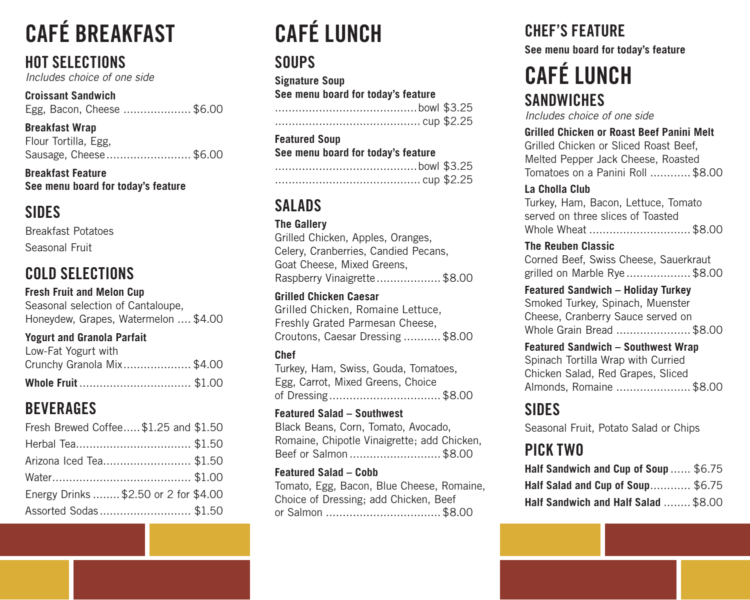# CAFÉ BREAKFAST

## HOT SELECTIONS

*Includes choice of one side*

**Croissant Sandwich**
Egg, Bacon, Cheese .................... $6.00

**Breakfast Wrap**
Flour Tortilla, Egg,
Sausage, Cheese......................... $6.00

**Breakfast Feature**
**See menu board for today's feature**

## SIDES

Breakfast Potatoes

Seasonal Fruit

## COLD SELECTIONS

**Fresh Fruit and Melon Cup**
Seasonal selection of Cantaloupe,
Honeydew, Grapes, Watermelon .... $4.00

**Yogurt and Granola Parfait**
Low-Fat Yogurt with
Crunchy Granola Mix.................... $4.00

**Whole Fruit** ................................ $1.00

## BEVERAGES

Fresh Brewed Coffee..... $1.25 and $1.50

Herbal Tea................................. $1.50

Arizona Iced Tea.......................... $1.50

Water........................................ $1.00

Energy Drinks ........ $2.50 or 2 for $4.00

Assorted Sodas........................... $1.50

# CAFÉ LUNCH

## SOUPS

**Signature Soup**
**See menu board for today's feature**
..........................................bowl $3.25
........................................... cup $2.25

**Featured Soup**
**See menu board for today's feature**
..........................................bowl $3.25
........................................... cup $2.25

## SALADS

**The Gallery**
Grilled Chicken, Apples, Oranges,
Celery, Cranberries, Candied Pecans,
Goat Cheese, Mixed Greens,
Raspberry Vinaigrette................... $8.00

**Grilled Chicken Caesar**
Grilled Chicken, Romaine Lettuce,
Freshly Grated Parmesan Cheese,
Croutons, Caesar Dressing ........... $8.00

**Chef**
Turkey, Ham, Swiss, Gouda, Tomatoes,
Egg, Carrot, Mixed Greens, Choice
of Dressing................................. $8.00

**Featured Salad – Southwest**
Black Beans, Corn, Tomato, Avocado,
Romaine, Chipotle Vinaigrette; add Chicken,
Beef or Salmon ........................... $8.00

**Featured Salad – Cobb**
Tomato, Egg, Bacon, Blue Cheese, Romaine,
Choice of Dressing; add Chicken, Beef
or Salmon .................................. $8.00

## CHEF'S FEATURE

**See menu board for today's feature**

# CAFÉ LUNCH

## SANDWICHES

*Includes choice of one side*

**Grilled Chicken or Roast Beef Panini Melt**
Grilled Chicken or Sliced Roast Beef,
Melted Pepper Jack Cheese, Roasted
Tomatoes on a Panini Roll ............ $8.00

**La Cholla Club**
Turkey, Ham, Bacon, Lettuce, Tomato
served on three slices of Toasted
Whole Wheat .............................. $8.00

**The Reuben Classic**
Corned Beef, Swiss Cheese, Sauerkraut
grilled on Marble Rye................... $8.00

**Featured Sandwich – Holiday Turkey**
Smoked Turkey, Spinach, Muenster
Cheese, Cranberry Sauce served on
Whole Grain Bread ...................... $8.00

**Featured Sandwich – Southwest Wrap**
Spinach Tortilla Wrap with Curried
Chicken Salad, Red Grapes, Sliced
Almonds, Romaine ...................... $8.00

## SIDES

Seasonal Fruit, Potato Salad or Chips

## PICK TWO

**Half Sandwich and Cup of Soup** ...... $6.75

**Half Salad and Cup of Soup**............ $6.75

**Half Sandwich and Half Salad** ........ $8.00